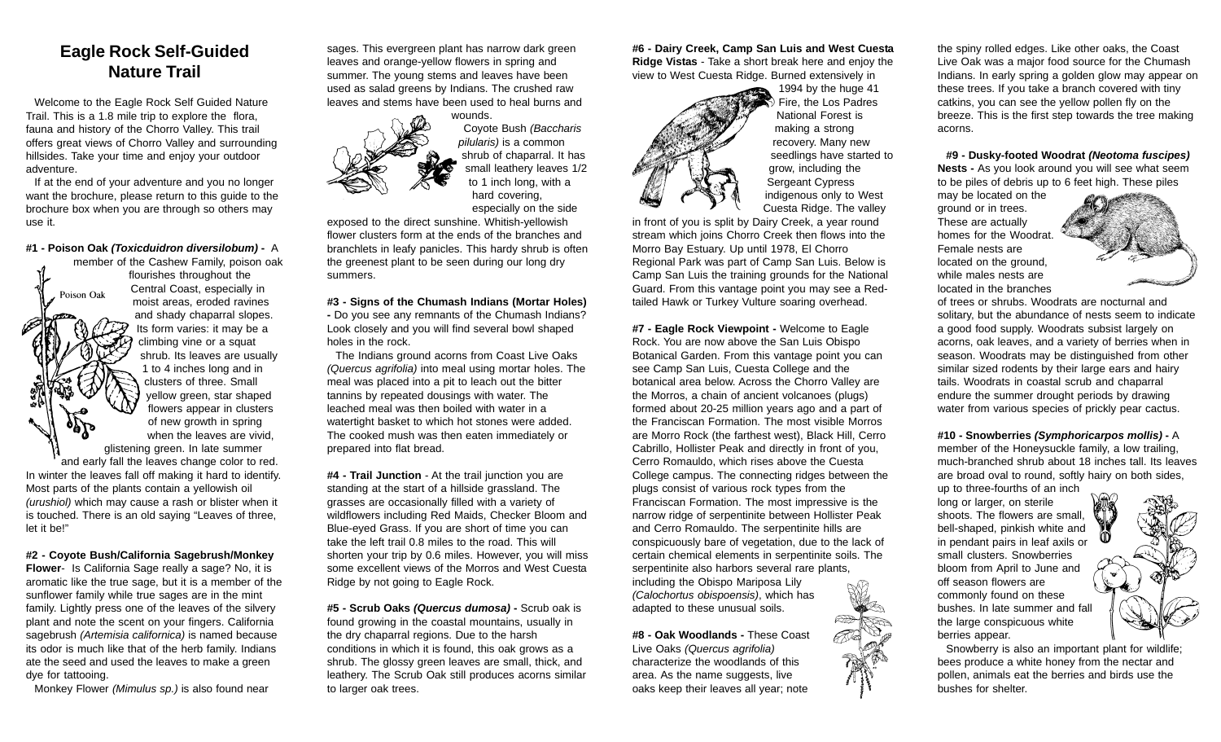# Eagle Rock Self-Guided Nature Trail

Welcome to the Eagle Rock Self Guided Nature Trail. This is a 1.8 mile trip to explore the flora, fauna and history of the Chorro Valley. This trail offers great views of Chorro Valley and surrounding hillsides. Take your time and enjoy your outdoor adventure.

If at the end of your adventure and you no longer want the brochure, please return to this guide to the brochure box when you are through so others may use it.

**#1 - Poison Oak *(Toxicduidron diversilobum)* -** A member of the Cashew Family, poison oak flourishes throughout the Central Coast, especially in moist areas, eroded ravines and shady chaparral slopes. Its form varies: it may be a climbing vine or a squat shrub. Its leaves are usually 1 to 4 inches long and in clusters of three. Small yellow green, star shaped flowers appear in clusters of new growth in spring when the leaves are vivid, glistening green. In late summer and early fall the leaves change color to red. In winter the leaves fall off making it hard to identify. Most parts of the plants contain a yellowish oil *(urushiol)* which may cause a rash or blister when it is touched. There is an old saying "Leaves of three, let it be!"

Poison Oak

**#2 - Coyote Bush/California Sagebrush/Monkey Flower**- Is California Sage really a sage? No, it is aromatic like the true sage, but it is a member of the sunflower family while true sages are in the mint family. Lightly press one of the leaves of the silvery plant and note the scent on your fingers. California sagebrush *(Artemisia californica)* is named because its odor is much like that of the herb family. Indians ate the seed and used the leaves to make a green dye for tattooing.

Monkey Flower *(Mimulus sp.)* is also found near sages. This evergreen plant has narrow dark green leaves and orange-yellow flowers in spring and summer. The young stems and leaves have been used as salad greens by Indians. The crushed raw leaves and stems have been used to heal burns and wounds.

Coyote Bush *(Baccharis pilularis)* is a common shrub of chaparral. It has small leathery leaves 1/2 to 1 inch long, with a hard covering, especially on the side exposed to the direct sunshine. Whitish-yellowish flower clusters form at the ends of the branches and branchlets in leafy panicles. This hardy shrub is often the greenest plant to be seen during our long dry summers.

**#3 - Signs of the Chumash Indians (Mortar Holes) -** Do you see any remnants of the Chumash Indians? Look closely and you will find several bowl shaped holes in the rock.

The Indians ground acorns from Coast Live Oaks *(Quercus agrifolia)* into meal using mortar holes. The meal was placed into a pit to leach out the bitter tannins by repeated dousings with water. The leached meal was then boiled with water in a watertight basket to which hot stones were added. The cooked mush was then eaten immediately or prepared into flat bread.

**#4 - Trail Junction** - At the trail junction you are standing at the start of a hillside grassland. The grasses are occasionally filled with a variety of wildflowers including Red Maids, Checker Bloom and Blue-eyed Grass. If you are short of time you can take the left trail 0.8 miles to the road. This will shorten your trip by 0.6 miles. However, you will miss some excellent views of the Morros and West Cuesta Ridge by not going to Eagle Rock.

**#5 - Scrub Oaks *(Quercus dumosa)* -** Scrub oak is found growing in the coastal mountains, usually in the dry chaparral regions. Due to the harsh conditions in which it is found, this oak grows as a shrub. The glossy green leaves are small, thick, and leathery. The Scrub Oak still produces acorns similar to larger oak trees.

**#6 - Dairy Creek, Camp San Luis and West Cuesta Ridge Vistas** - Take a short break here and enjoy the view to West Cuesta Ridge. Burned extensively in 1994 by the huge 41 Fire, the Los Padres National Forest is making a strong recovery. Many new seedlings have started to grow, including the Sergeant Cypress indigenous only to West Cuesta Ridge. The valley in front of you is split by Dairy Creek, a year round stream which joins Chorro Creek then flows into the Morro Bay Estuary. Up until 1978, El Chorro Regional Park was part of Camp San Luis. Below is Camp San Luis the training grounds for the National Guard. From this vantage point you may see a Red-tailed Hawk or Turkey Vulture soaring overhead.

**#7 - Eagle Rock Viewpoint -** Welcome to Eagle Rock. You are now above the San Luis Obispo Botanical Garden. From this vantage point you can see Camp San Luis, Cuesta College and the botanical area below. Across the Chorro Valley are the Morros, a chain of ancient volcanoes (plugs) formed about 20-25 million years ago and a part of the Franciscan Formation. The most visible Morros are Morro Rock (the farthest west), Black Hill, Cerro Cabrillo, Hollister Peak and directly in front of you, Cerro Romauldo, which rises above the Cuesta College campus. The connecting ridges between the plugs consist of various rock types from the Franciscan Formation. The most impressive is the narrow ridge of serpentinite between Hollister Peak and Cerro Romauldo. The serpentinite hills are conspicuously bare of vegetation, due to the lack of certain chemical elements in serpentinite soils. The serpentinite also harbors several rare plants, including the Obispo Mariposa Lily *(Calochortus obispoensis)*, which has adapted to these unusual soils.

**#8 - Oak Woodlands -** These Coast Live Oaks *(Quercus agrifolia)* characterize the woodlands of this area. As the name suggests, live oaks keep their leaves all year; note the spiny rolled edges. Like other oaks, the Coast Live Oak was a major food source for the Chumash Indians. In early spring a golden glow may appear on these trees. If you take a branch covered with tiny catkins, you can see the yellow pollen fly on the breeze. This is the first step towards the tree making acorns.

**#9 - Dusky-footed Woodrat *(Neotoma fuscipes)* Nests -** As you look around you will see what seem to be piles of debris up to 6 feet high. These piles may be located on the ground or in trees. These are actually homes for the Woodrat. Female nests are located on the ground, while males nests are located in the branches of trees or shrubs. Woodrats are nocturnal and solitary, but the abundance of nests seem to indicate a good food supply. Woodrats subsist largely on acorns, oak leaves, and a variety of berries when in season. Woodrats may be distinguished from other similar sized rodents by their large ears and hairy tails. Woodrats in coastal scrub and chaparral endure the summer drought periods by drawing water from various species of prickly pear cactus.

**#10 - Snowberries *(Symphoricarpos mollis)* -** A member of the Honeysuckle family, a low trailing, much-branched shrub about 18 inches tall. Its leaves are broad oval to round, softly hairy on both sides, up to three-fourths of an inch long or larger, on sterile shoots. The flowers are small, bell-shaped, pinkish white and in pendant pairs in leaf axils or small clusters. Snowberries bloom from April to June and off season flowers are commonly found on these bushes. In late summer and fall the large conspicuous white berries appear.

Snowberry is also an important plant for wildlife; bees produce a white honey from the nectar and pollen, animals eat the berries and birds use the bushes for shelter.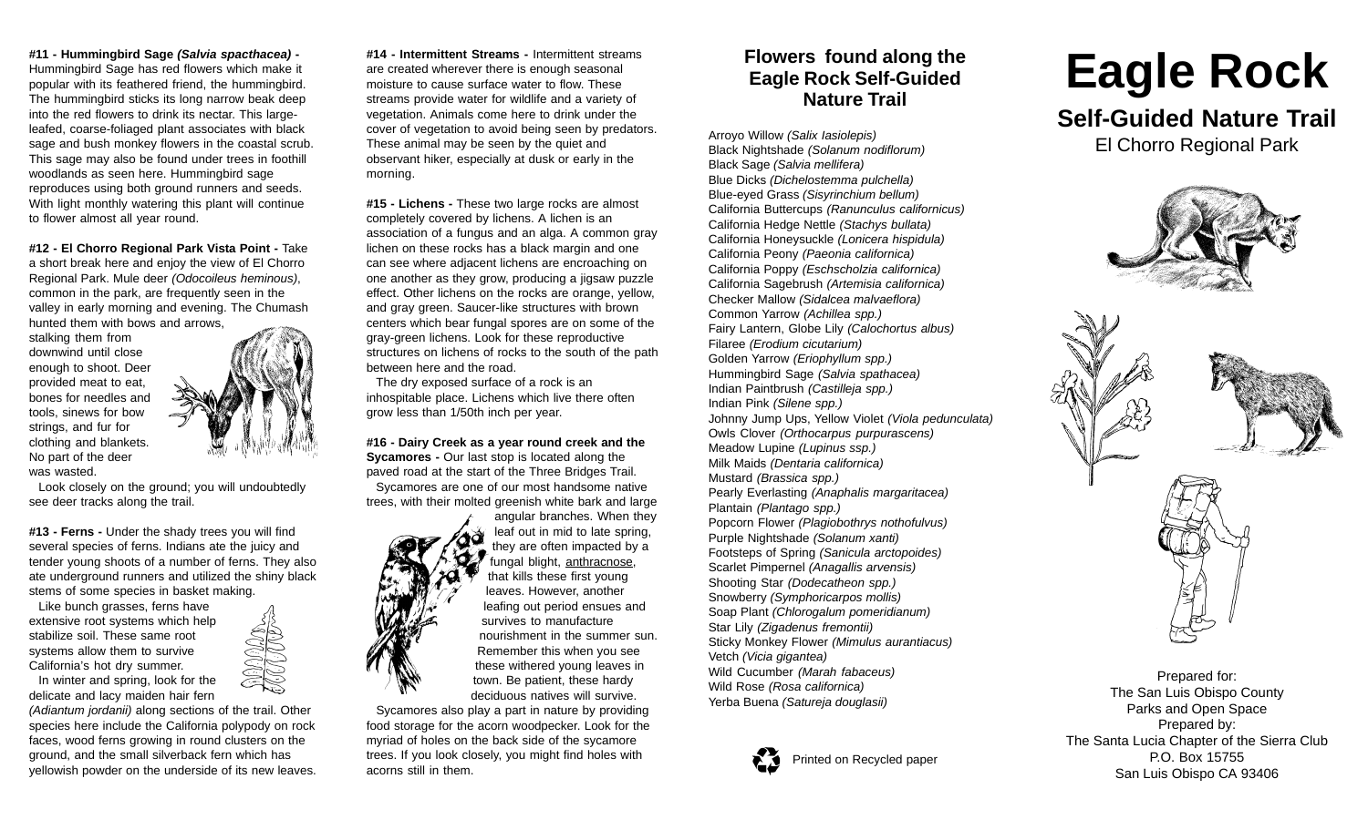**#11 - Hummingbird Sage *(Salvia spacthacea)* -** Hummingbird Sage has red flowers which make it popular with its feathered friend, the hummingbird. The hummingbird sticks its long narrow beak deep into the red flowers to drink its nectar. This large-leafed, coarse-foliaged plant associates with black sage and bush monkey flowers in the coastal scrub. This sage may also be found under trees in foothill woodlands as seen here. Hummingbird sage reproduces using both ground runners and seeds. With light monthly watering this plant will continue to flower almost all year round.

**#12 - El Chorro Regional Park Vista Point -** Take a short break here and enjoy the view of El Chorro Regional Park. Mule deer *(Odocoileus heminous)*, common in the park, are frequently seen in the valley in early morning and evening. The Chumash hunted them with bows and arrows, stalking them from downwind until close enough to shoot. Deer provided meat to eat, bones for needles and tools, sinews for bow strings, and fur for clothing and blankets. No part of the deer was wasted.

Look closely on the ground; you will undoubtedly see deer tracks along the trail.

**#13 - Ferns -** Under the shady trees you will find several species of ferns. Indians ate the juicy and tender young shoots of a number of ferns. They also ate underground runners and utilized the shiny black stems of some species in basket making.

Like bunch grasses, ferns have extensive root systems which help stabilize soil. These same root systems allow them to survive California's hot dry summer.

In winter and spring, look for the delicate and lacy maiden hair fern *(Adiantum jordanii)* along sections of the trail. Other species here include the California polypody on rock faces, wood ferns growing in round clusters on the ground, and the small silverback fern which has yellowish powder on the underside of its new leaves.

**#14 - Intermittent Streams -** Intermittent streams are created wherever there is enough seasonal moisture to cause surface water to flow. These streams provide water for wildlife and a variety of vegetation. Animals come here to drink under the cover of vegetation to avoid being seen by predators. These animal may be seen by the quiet and observant hiker, especially at dusk or early in the morning.

**#15 - Lichens -** These two large rocks are almost completely covered by lichens. A lichen is an association of a fungus and an alga. A common gray lichen on these rocks has a black margin and one can see where adjacent lichens are encroaching on one another as they grow, producing a jigsaw puzzle effect. Other lichens on the rocks are orange, yellow, and gray green. Saucer-like structures with brown centers which bear fungal spores are on some of the gray-green lichens. Look for these reproductive structures on lichens of rocks to the south of the path between here and the road.

The dry exposed surface of a rock is an inhospitable place. Lichens which live there often grow less than 1/50th inch per year.

**#16 - Dairy Creek as a year round creek and the Sycamores -** Our last stop is located along the paved road at the start of the Three Bridges Trail.

Sycamores are one of our most handsome native trees, with their molted greenish white bark and large angular branches. When they leaf out in mid to late spring, they are often impacted by a fungal blight, anthracnose, that kills these first young leaves. However, another leafing out period ensues and survives to manufacture nourishment in the summer sun. Remember this when you see these withered young leaves in town. Be patient, these hardy deciduous natives will survive.

Sycamores also play a part in nature by providing food storage for the acorn woodpecker. Look for the myriad of holes on the back side of the sycamore trees. If you look closely, you might find holes with acorns still in them.

## Flowers found along the Eagle Rock Self-Guided Nature Trail

Arroyo Willow *(Salix lasiolepis)*
Black Nightshade *(Solanum nodiflorum)*
Black Sage *(Salvia mellifera)*
Blue Dicks *(Dichelostemma pulchella)*
Blue-eyed Grass *(Sisyrinchium bellum)*
California Buttercups *(Ranunculus californicus)*
California Hedge Nettle *(Stachys bullata)*
California Honeysuckle *(Lonicera hispidula)*
California Peony *(Paeonia californica)*
California Poppy *(Eschscholzia californica)*
California Sagebrush *(Artemisia californica)*
Checker Mallow *(Sidalcea malvaeflora)*
Common Yarrow *(Achillea spp.)*
Fairy Lantern, Globe Lily *(Calochortus albus)*
Filaree *(Erodium cicutarium)*
Golden Yarrow *(Eriophyllum spp.)*
Hummingbird Sage *(Salvia spathacea)*
Indian Paintbrush *(Castilleja spp.)*
Indian Pink *(Silene spp.)*
Johnny Jump Ups, Yellow Violet *(Viola pedunculata)*
Owls Clover *(Orthocarpus purpurascens)*
Meadow Lupine *(Lupinus ssp.)*
Milk Maids *(Dentaria californica)*
Mustard *(Brassica spp.)*
Pearly Everlasting *(Anaphalis margaritacea)*
Plantain *(Plantago spp.)*
Popcorn Flower *(Plagiobothrys nothofulvus)*
Purple Nightshade *(Solanum xanti)*
Footsteps of Spring *(Sanicula arctopoides)*
Scarlet Pimpernel *(Anagallis arvensis)*
Shooting Star *(Dodecatheon spp.)*
Snowberry *(Symphoricarpos mollis)*
Soap Plant *(Chlorogalum pomeridianum)*
Star Lily *(Zigadenus fremontii)*
Sticky Monkey Flower *(Mimulus aurantiacus)*
Vetch *(Vicia gigantea)*
Wild Cucumber *(Marah fabaceus)*
Wild Rose *(Rosa californica)*
Yerba Buena *(Satureja douglasii)*

Printed on Recycled paper

# Eagle Rock

## Self-Guided Nature Trail

El Chorro Regional Park

Prepared for:
The San Luis Obispo County
Parks and Open Space
Prepared by:
The Santa Lucia Chapter of the Sierra Club
P.O. Box 15755
San Luis Obispo CA 93406